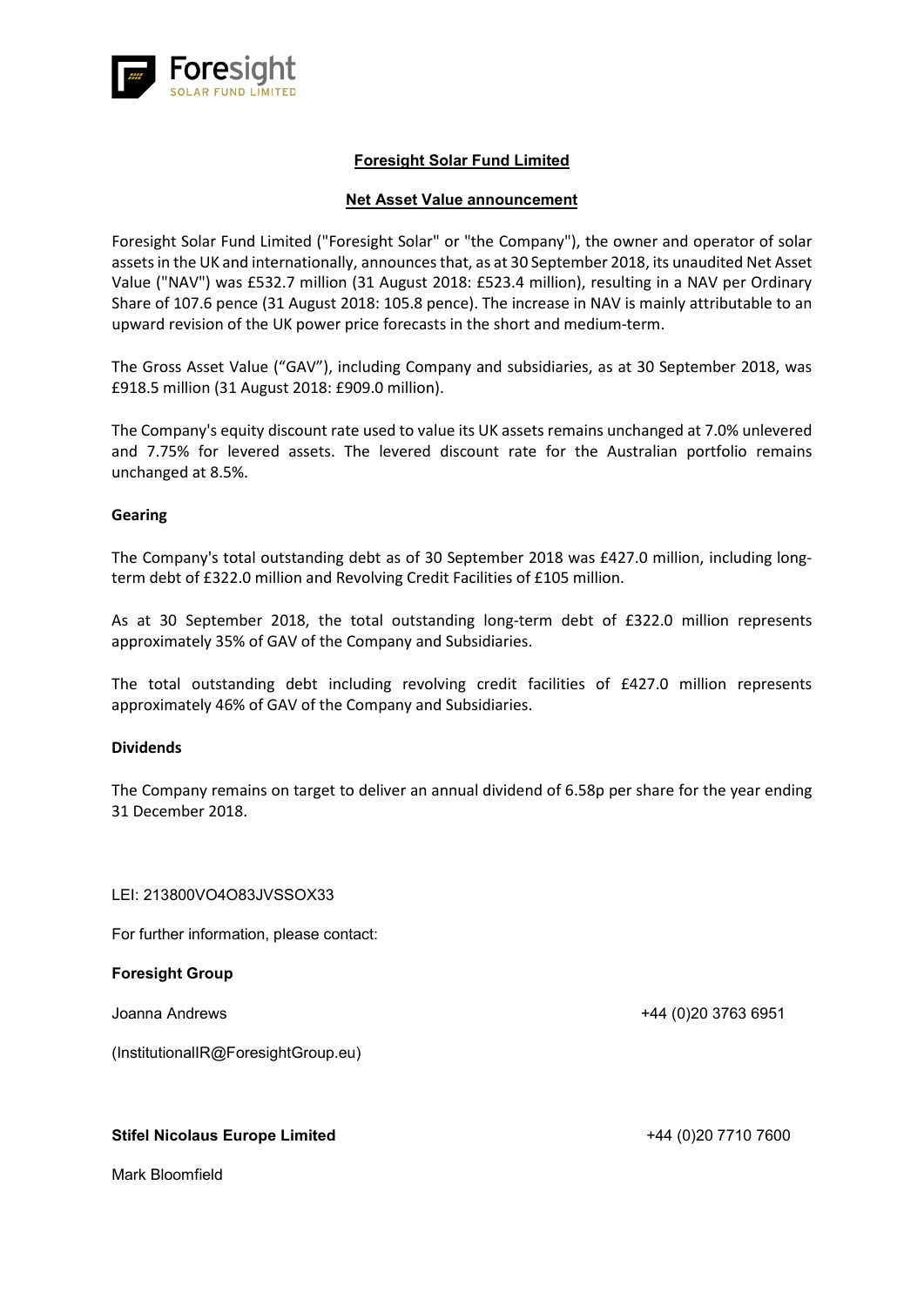# Foresight Solar Fund Limited

## Net Asset Value announcement

Foresight Solar Fund Limited ("Foresight Solar" or "the Company"), the owner and operator of solar assets in the UK and internationally, announces that, as at 30 September 2018, its unaudited Net Asset Value ("NAV") was £532.7 million (31 August 2018: £523.4 million), resulting in a NAV per Ordinary Share of 107.6 pence (31 August 2018: 105.8 pence). The increase in NAV is mainly attributable to an upward revision of the UK power price forecasts in the short and medium-term.

The Gross Asset Value ("GAV"), including Company and subsidiaries, as at 30 September 2018, was £918.5 million (31 August 2018: £909.0 million).

The Company's equity discount rate used to value its UK assets remains unchanged at 7.0% unlevered and 7.75% for levered assets. The levered discount rate for the Australian portfolio remains unchanged at 8.5%.

**Gearing**

The Company's total outstanding debt as of 30 September 2018 was £427.0 million, including long-term debt of £322.0 million and Revolving Credit Facilities of £105 million.

As at 30 September 2018, the total outstanding long-term debt of £322.0 million represents approximately 35% of GAV of the Company and Subsidiaries.

The total outstanding debt including revolving credit facilities of £427.0 million represents approximately 46% of GAV of the Company and Subsidiaries.

**Dividends**

The Company remains on target to deliver an annual dividend of 6.58p per share for the year ending 31 December 2018.

LEI: 213800VO4O83JVSSOX33

For further information, please contact:

**Foresight Group**

Joanna Andrews +44 (0)20 3763 6951

(InstitutionalIR@ForesightGroup.eu)

**Stifel Nicolaus Europe Limited** +44 (0)20 7710 7600

Mark Bloomfield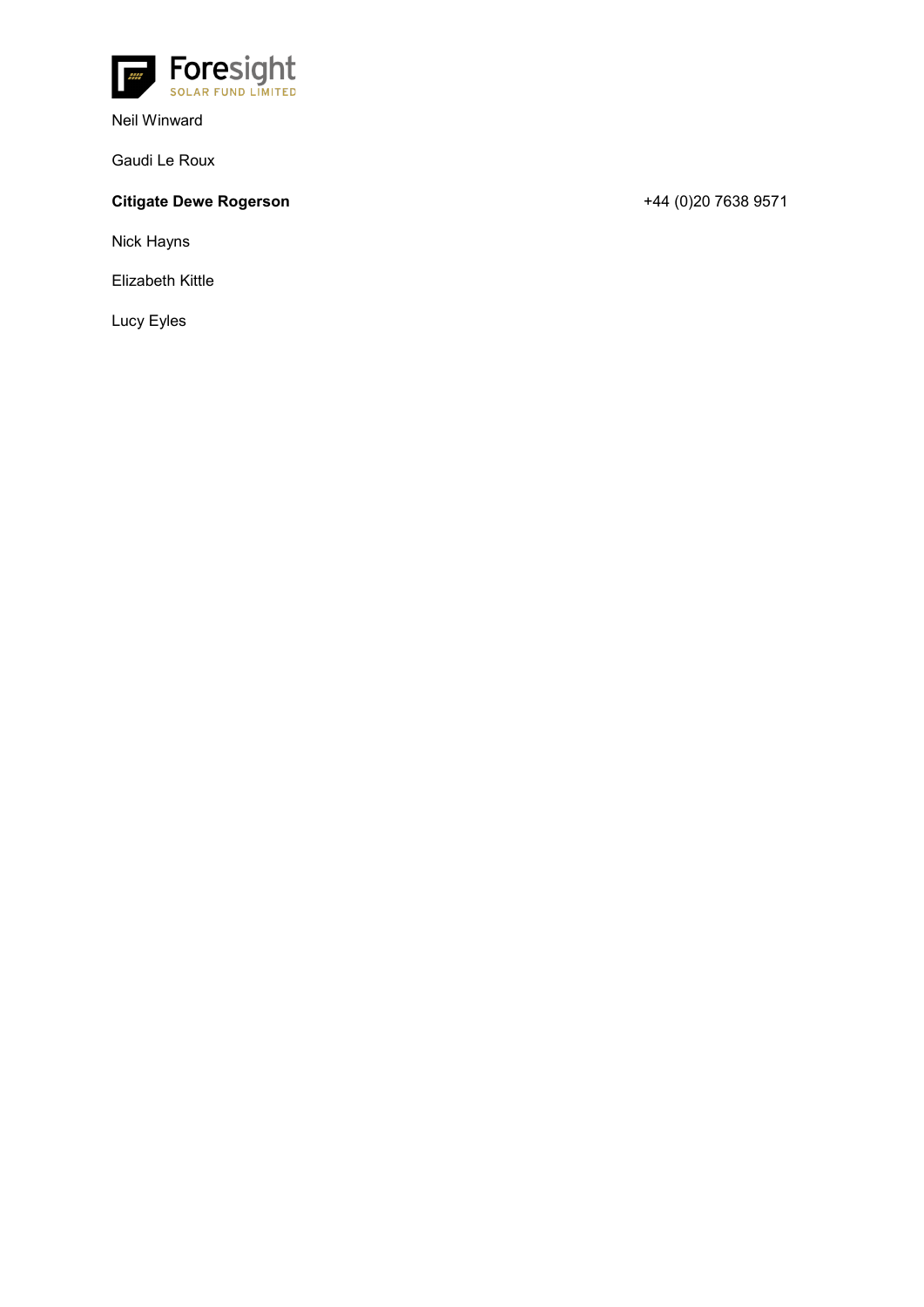Neil Winward

Gaudi Le Roux

**Citigate Dewe Rogerson** +44 (0)20 7638 9571

Nick Hayns

Elizabeth Kittle

Lucy Eyles